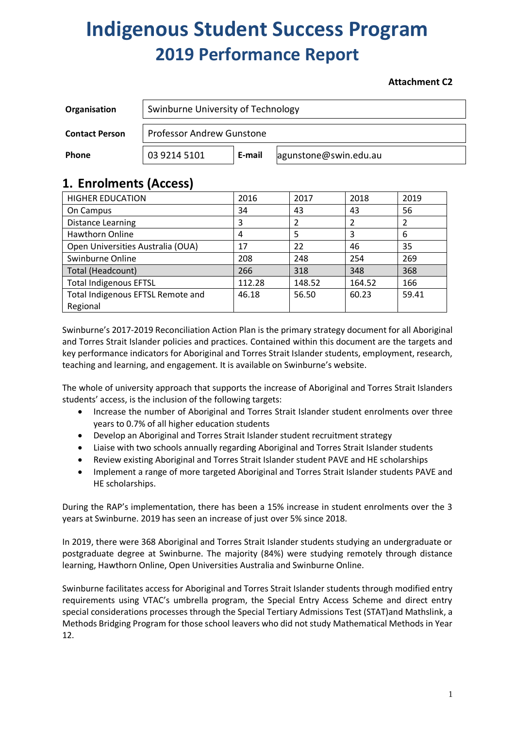# Indigenous Student Success Program
## 2019 Performance Report

**Attachment C2**

| | | | |
|---|---|---|---|
| **Organisation** | Swinburne University of Technology | | |
| **Contact Person** | Professor Andrew Gunstone | | |
| **Phone** | 03 9214 5101 | **E-mail** | agunstone@swin.edu.au |

## 1. Enrolments (Access)

| HIGHER EDUCATION | 2016 | 2017 | 2018 | 2019 |
|---|---|---|---|---|
| On Campus | 34 | 43 | 43 | 56 |
| Distance Learning | 3 | 2 | 2 | 2 |
| Hawthorn Online | 4 | 5 | 3 | 6 |
| Open Universities Australia (OUA) | 17 | 22 | 46 | 35 |
| Swinburne Online | 208 | 248 | 254 | 269 |
| Total (Headcount) | 266 | 318 | 348 | 368 |
| Total Indigenous EFTSL | 112.28 | 148.52 | 164.52 | 166 |
| Total Indigenous EFTSL Remote and Regional | 46.18 | 56.50 | 60.23 | 59.41 |

Swinburne's 2017-2019 Reconciliation Action Plan is the primary strategy document for all Aboriginal and Torres Strait Islander policies and practices. Contained within this document are the targets and key performance indicators for Aboriginal and Torres Strait Islander students, employment, research, teaching and learning, and engagement. It is available on Swinburne's website.

The whole of university approach that supports the increase of Aboriginal and Torres Strait Islanders students' access, is the inclusion of the following targets:

- Increase the number of Aboriginal and Torres Strait Islander student enrolments over three years to 0.7% of all higher education students
- Develop an Aboriginal and Torres Strait Islander student recruitment strategy
- Liaise with two schools annually regarding Aboriginal and Torres Strait Islander students
- Review existing Aboriginal and Torres Strait Islander student PAVE and HE scholarships
- Implement a range of more targeted Aboriginal and Torres Strait Islander students PAVE and HE scholarships.

During the RAP's implementation, there has been a 15% increase in student enrolments over the 3 years at Swinburne. 2019 has seen an increase of just over 5% since 2018.

In 2019, there were 368 Aboriginal and Torres Strait Islander students studying an undergraduate or postgraduate degree at Swinburne. The majority (84%) were studying remotely through distance learning, Hawthorn Online, Open Universities Australia and Swinburne Online.

Swinburne facilitates access for Aboriginal and Torres Strait Islander students through modified entry requirements using VTAC's umbrella program, the Special Entry Access Scheme and direct entry special considerations processes through the Special Tertiary Admissions Test (STAT)and Mathslink, a Methods Bridging Program for those school leavers who did not study Mathematical Methods in Year 12.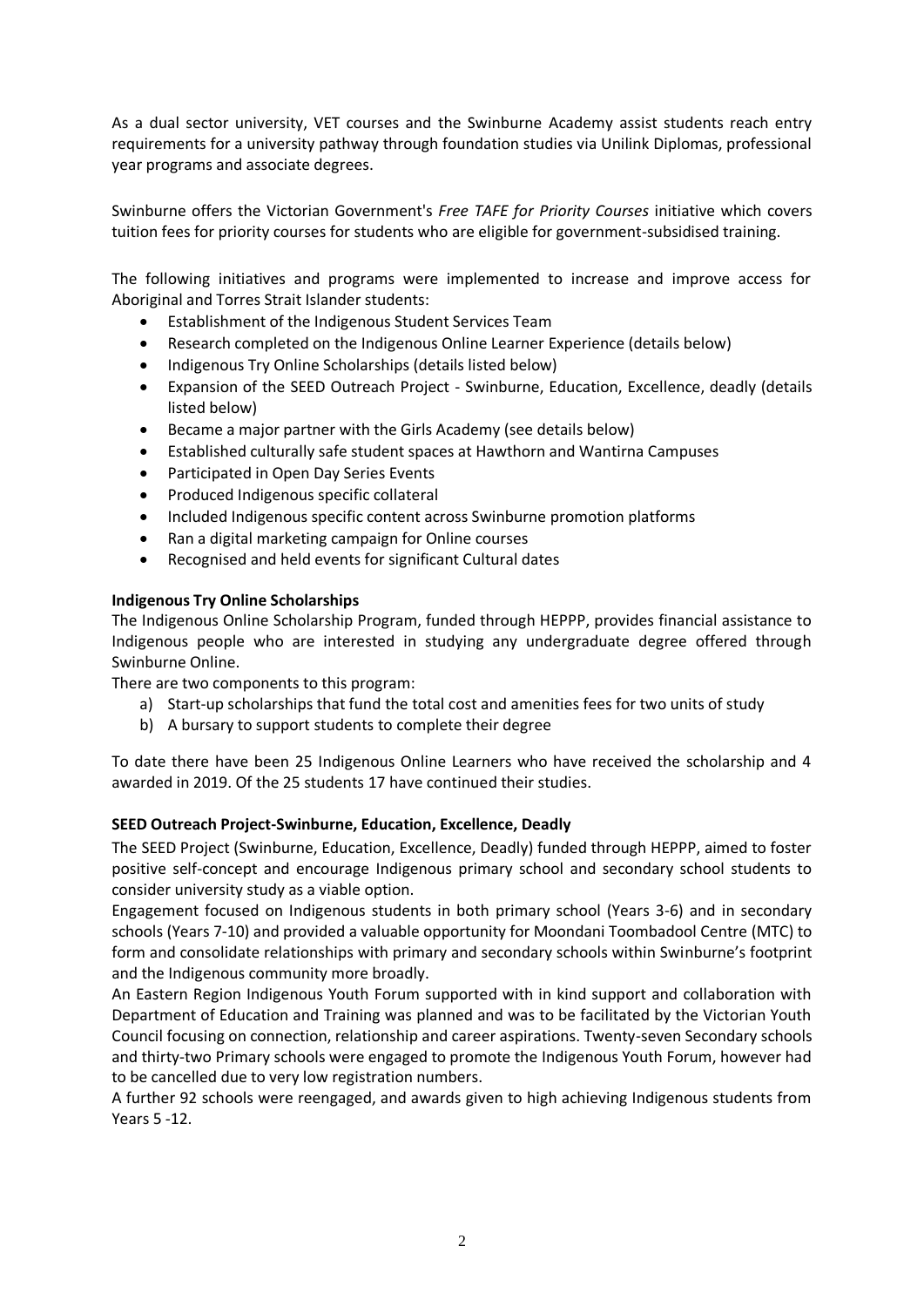As a dual sector university, VET courses and the Swinburne Academy assist students reach entry requirements for a university pathway through foundation studies via Unilink Diplomas, professional year programs and associate degrees.

Swinburne offers the Victorian Government's *Free TAFE for Priority Courses* initiative which covers tuition fees for priority courses for students who are eligible for government-subsidised training.

The following initiatives and programs were implemented to increase and improve access for Aboriginal and Torres Strait Islander students:

- Establishment of the Indigenous Student Services Team
- Research completed on the Indigenous Online Learner Experience (details below)
- Indigenous Try Online Scholarships (details listed below)
- Expansion of the SEED Outreach Project - Swinburne, Education, Excellence, deadly (details listed below)
- Became a major partner with the Girls Academy (see details below)
- Established culturally safe student spaces at Hawthorn and Wantirna Campuses
- Participated in Open Day Series Events
- Produced Indigenous specific collateral
- Included Indigenous specific content across Swinburne promotion platforms
- Ran a digital marketing campaign for Online courses
- Recognised and held events for significant Cultural dates

**Indigenous Try Online Scholarships**

The Indigenous Online Scholarship Program, funded through HEPPP, provides financial assistance to Indigenous people who are interested in studying any undergraduate degree offered through Swinburne Online.

There are two components to this program:

a) Start-up scholarships that fund the total cost and amenities fees for two units of study
b) A bursary to support students to complete their degree

To date there have been 25 Indigenous Online Learners who have received the scholarship and 4 awarded in 2019. Of the 25 students 17 have continued their studies.

**SEED Outreach Project-Swinburne, Education, Excellence, Deadly**

The SEED Project (Swinburne, Education, Excellence, Deadly) funded through HEPPP, aimed to foster positive self-concept and encourage Indigenous primary school and secondary school students to consider university study as a viable option.

Engagement focused on Indigenous students in both primary school (Years 3-6) and in secondary schools (Years 7-10) and provided a valuable opportunity for Moondani Toombadool Centre (MTC) to form and consolidate relationships with primary and secondary schools within Swinburne's footprint and the Indigenous community more broadly.

An Eastern Region Indigenous Youth Forum supported with in kind support and collaboration with Department of Education and Training was planned and was to be facilitated by the Victorian Youth Council focusing on connection, relationship and career aspirations. Twenty-seven Secondary schools and thirty-two Primary schools were engaged to promote the Indigenous Youth Forum, however had to be cancelled due to very low registration numbers.

A further 92 schools were reengaged, and awards given to high achieving Indigenous students from Years 5 -12.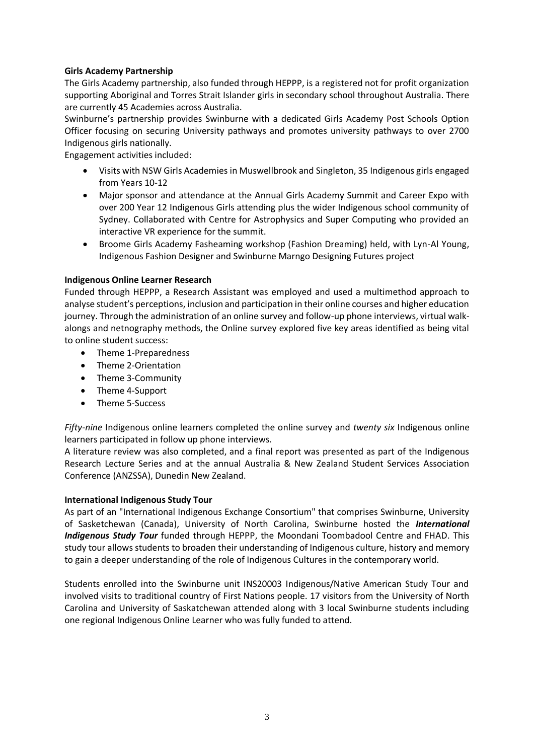**Girls Academy Partnership**

The Girls Academy partnership, also funded through HEPPP, is a registered not for profit organization supporting Aboriginal and Torres Strait Islander girls in secondary school throughout Australia. There are currently 45 Academies across Australia.

Swinburne's partnership provides Swinburne with a dedicated Girls Academy Post Schools Option Officer focusing on securing University pathways and promotes university pathways to over 2700 Indigenous girls nationally.

Engagement activities included:

- Visits with NSW Girls Academies in Muswellbrook and Singleton, 35 Indigenous girls engaged from Years 10-12
- Major sponsor and attendance at the Annual Girls Academy Summit and Career Expo with over 200 Year 12 Indigenous Girls attending plus the wider Indigenous school community of Sydney. Collaborated with Centre for Astrophysics and Super Computing who provided an interactive VR experience for the summit.
- Broome Girls Academy Fasheaming workshop (Fashion Dreaming) held, with Lyn-Al Young, Indigenous Fashion Designer and Swinburne Marngo Designing Futures project

**Indigenous Online Learner Research**

Funded through HEPPP, a Research Assistant was employed and used a multimethod approach to analyse student's perceptions, inclusion and participation in their online courses and higher education journey. Through the administration of an online survey and follow-up phone interviews, virtual walk-alongs and netnography methods, the Online survey explored five key areas identified as being vital to online student success:

- Theme 1-Preparedness
- Theme 2-Orientation
- Theme 3-Community
- Theme 4-Support
- Theme 5-Success

*Fifty-nine* Indigenous online learners completed the online survey and *twenty six* Indigenous online learners participated in follow up phone interviews.

A literature review was also completed, and a final report was presented as part of the Indigenous Research Lecture Series and at the annual Australia & New Zealand Student Services Association Conference (ANZSSA), Dunedin New Zealand.

**International Indigenous Study Tour**

As part of an "International Indigenous Exchange Consortium" that comprises Swinburne, University of Sasketchewan (Canada), University of North Carolina, Swinburne hosted the ***International Indigenous Study Tour*** funded through HEPPP, the Moondani Toombadool Centre and FHAD. This study tour allows students to broaden their understanding of Indigenous culture, history and memory to gain a deeper understanding of the role of Indigenous Cultures in the contemporary world.

Students enrolled into the Swinburne unit INS20003 Indigenous/Native American Study Tour and involved visits to traditional country of First Nations people. 17 visitors from the University of North Carolina and University of Saskatchewan attended along with 3 local Swinburne students including one regional Indigenous Online Learner who was fully funded to attend.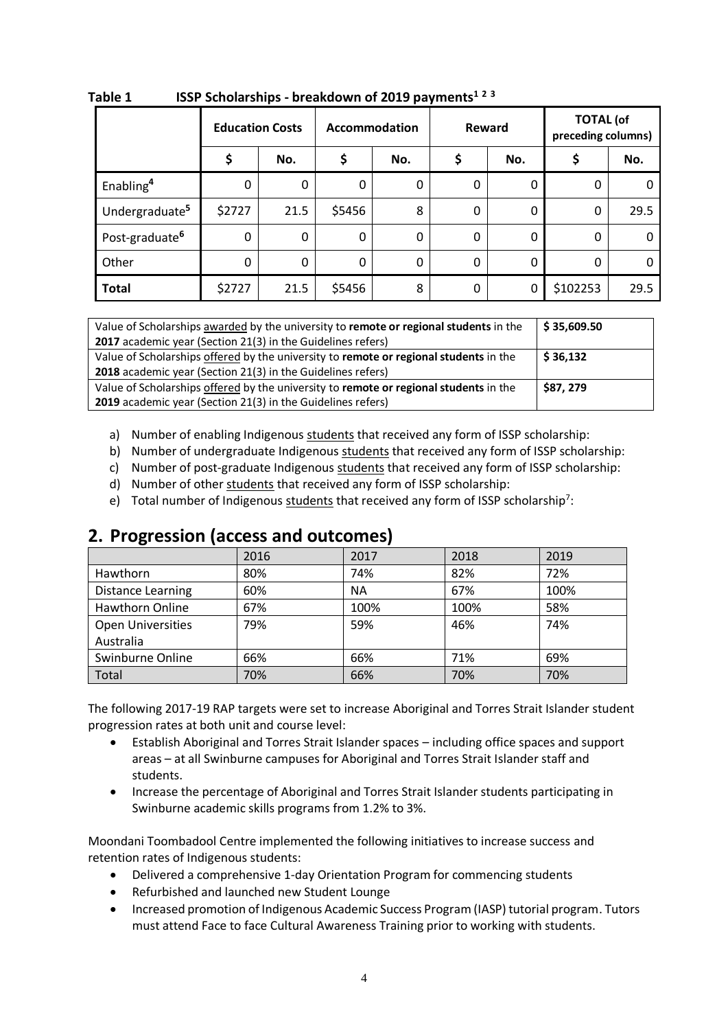**Table 1 ISSP Scholarships - breakdown of 2019 payments[1 2 3]**

| | Education Costs | | Accommodation | | Reward | | TOTAL (of preceding columns) | |
|---|---|---|---|---|---|---|---|---|
| | $ | No. | $ | No. | $ | No. | $ | No. |
| Enabling[4] | 0 | 0 | 0 | 0 | 0 | 0 | 0 | 0 |
| Undergraduate[5] | $2727 | 21.5 | $5456 | 8 | 0 | 0 | 0 | 29.5 |
| Post-graduate[6] | 0 | 0 | 0 | 0 | 0 | 0 | 0 | 0 |
| Other | 0 | 0 | 0 | 0 | 0 | 0 | 0 | 0 |
| **Total** | $2727 | 21.5 | $5456 | 8 | 0 | 0 | $102253 | 29.5 |

| | |
|---|---|
| Value of Scholarships awarded by the university to **remote or regional students** in the **2017** academic year (Section 21(3) in the Guidelines refers) | **$ 35,609.50** |
| Value of Scholarships offered by the university to **remote or regional students** in the **2018** academic year (Section 21(3) in the Guidelines refers) | **$ 36,132** |
| Value of Scholarships offered by the university to **remote or regional students** in the **2019** academic year (Section 21(3) in the Guidelines refers) | **$87, 279** |

a) Number of enabling Indigenous students that received any form of ISSP scholarship:
b) Number of undergraduate Indigenous students that received any form of ISSP scholarship:
c) Number of post-graduate Indigenous students that received any form of ISSP scholarship:
d) Number of other students that received any form of ISSP scholarship:
e) Total number of Indigenous students that received any form of ISSP scholarship[7]:

## 2. Progression (access and outcomes)

| | 2016 | 2017 | 2018 | 2019 |
|---|---|---|---|---|
| Hawthorn | 80% | 74% | 82% | 72% |
| Distance Learning | 60% | NA | 67% | 100% |
| Hawthorn Online | 67% | 100% | 100% | 58% |
| Open Universities Australia | 79% | 59% | 46% | 74% |
| Swinburne Online | 66% | 66% | 71% | 69% |
| Total | 70% | 66% | 70% | 70% |

The following 2017-19 RAP targets were set to increase Aboriginal and Torres Strait Islander student progression rates at both unit and course level:

- Establish Aboriginal and Torres Strait Islander spaces – including office spaces and support areas – at all Swinburne campuses for Aboriginal and Torres Strait Islander staff and students.
- Increase the percentage of Aboriginal and Torres Strait Islander students participating in Swinburne academic skills programs from 1.2% to 3%.

Moondani Toombadool Centre implemented the following initiatives to increase success and retention rates of Indigenous students:

- Delivered a comprehensive 1-day Orientation Program for commencing students
- Refurbished and launched new Student Lounge
- Increased promotion of Indigenous Academic Success Program (IASP) tutorial program. Tutors must attend Face to face Cultural Awareness Training prior to working with students.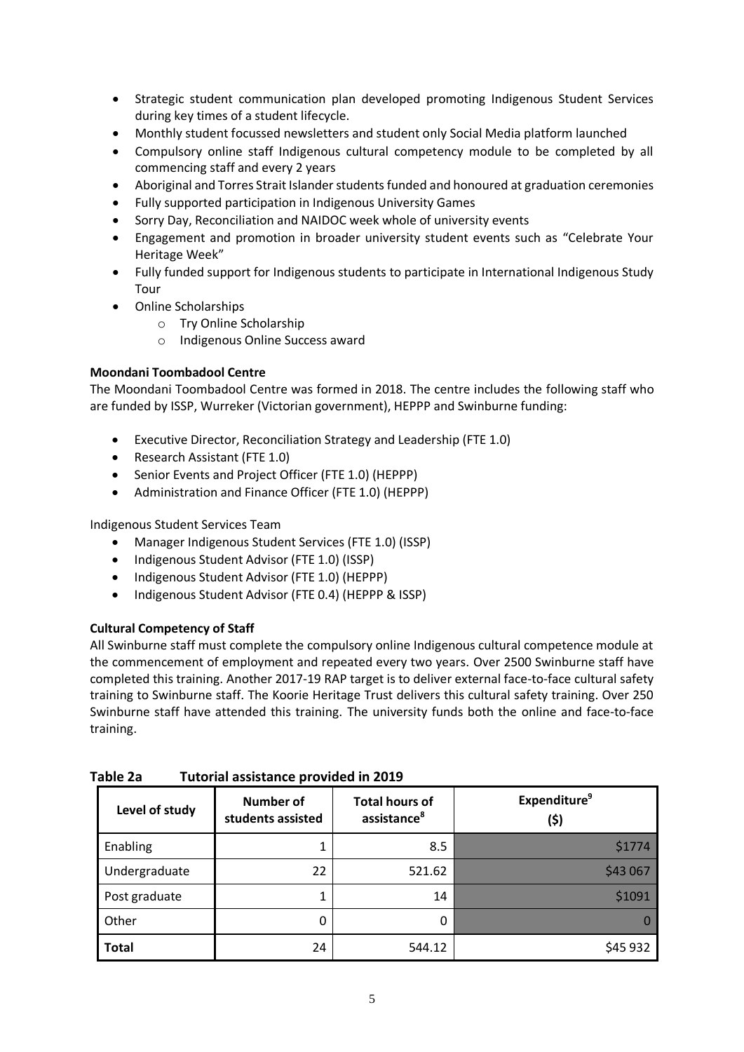- Strategic student communication plan developed promoting Indigenous Student Services during key times of a student lifecycle.
- Monthly student focussed newsletters and student only Social Media platform launched
- Compulsory online staff Indigenous cultural competency module to be completed by all commencing staff and every 2 years
- Aboriginal and Torres Strait Islander students funded and honoured at graduation ceremonies
- Fully supported participation in Indigenous University Games
- Sorry Day, Reconciliation and NAIDOC week whole of university events
- Engagement and promotion in broader university student events such as "Celebrate Your Heritage Week"
- Fully funded support for Indigenous students to participate in International Indigenous Study Tour
- Online Scholarships
  - Try Online Scholarship
  - Indigenous Online Success award

**Moondani Toombadool Centre**

The Moondani Toombadool Centre was formed in 2018. The centre includes the following staff who are funded by ISSP, Wurreker (Victorian government), HEPPP and Swinburne funding:

- Executive Director, Reconciliation Strategy and Leadership (FTE 1.0)
- Research Assistant (FTE 1.0)
- Senior Events and Project Officer (FTE 1.0) (HEPPP)
- Administration and Finance Officer (FTE 1.0) (HEPPP)

Indigenous Student Services Team

- Manager Indigenous Student Services (FTE 1.0) (ISSP)
- Indigenous Student Advisor (FTE 1.0) (ISSP)
- Indigenous Student Advisor (FTE 1.0) (HEPPP)
- Indigenous Student Advisor (FTE 0.4) (HEPPP & ISSP)

**Cultural Competency of Staff**

All Swinburne staff must complete the compulsory online Indigenous cultural competence module at the commencement of employment and repeated every two years. Over 2500 Swinburne staff have completed this training. Another 2017-19 RAP target is to deliver external face-to-face cultural safety training to Swinburne staff. The Koorie Heritage Trust delivers this cultural safety training. Over 250 Swinburne staff have attended this training. The university funds both the online and face-to-face training.

**Table 2a Tutorial assistance provided in 2019**

| Level of study | Number of students assisted | Total hours of assistance[8] | Expenditure[9] ($) |
|---|---|---|---|
| Enabling | 1 | 8.5 | $1774 |
| Undergraduate | 22 | 521.62 | $43 067 |
| Post graduate | 1 | 14 | $1091 |
| Other | 0 | 0 | 0 |
| **Total** | 24 | 544.12 | $45 932 |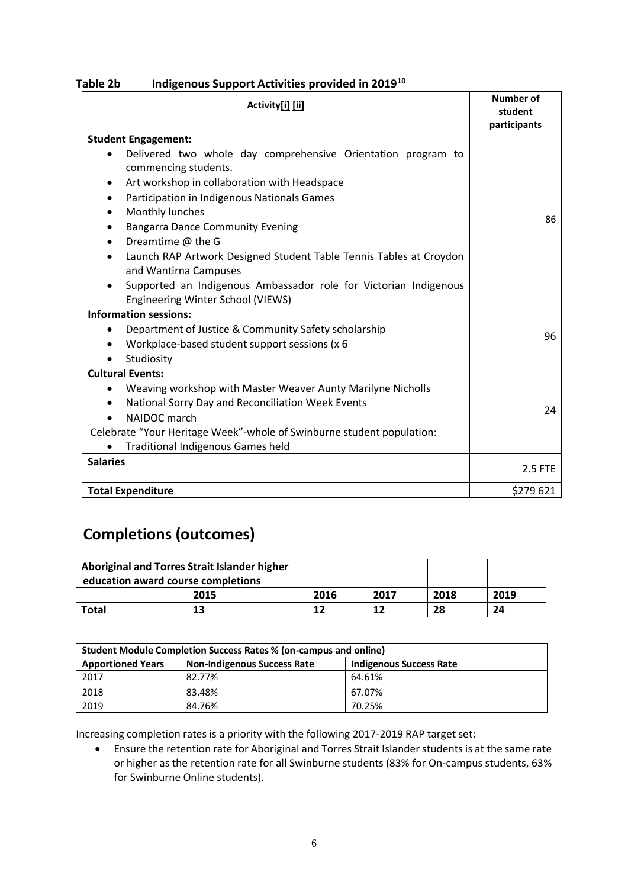**Table 2b Indigenous Support Activities provided in 2019[10]**

| Activity[i] [ii] | Number of student participants |
| --- | --- |
| **Student Engagement:**<br>• Delivered two whole day comprehensive Orientation program to commencing students.<br>• Art workshop in collaboration with Headspace<br>• Participation in Indigenous Nationals Games<br>• Monthly lunches<br>• Bangarra Dance Community Evening<br>• Dreamtime @ the G<br>• Launch RAP Artwork Designed Student Table Tennis Tables at Croydon and Wantirna Campuses<br>• Supported an Indigenous Ambassador role for Victorian Indigenous Engineering Winter School (VIEWS) | 86 |
| **Information sessions:**<br>• Department of Justice & Community Safety scholarship<br>• Workplace-based student support sessions (x 6<br>• Studiosity | 96 |
| **Cultural Events:**<br>• Weaving workshop with Master Weaver Aunty Marilyne Nicholls<br>• National Sorry Day and Reconciliation Week Events<br>• NAIDOC march<br>Celebrate "Your Heritage Week"-whole of Swinburne student population:<br>• Traditional Indigenous Games held | 24 |
| **Salaries** | 2.5 FTE |
| **Total Expenditure** | $279 621 |

# Completions (outcomes)

| **Aboriginal and Torres Strait Islander higher education award course completions** | | | | | |
| --- | --- | --- | --- | --- | --- |
| | **2015** | **2016** | **2017** | **2018** | **2019** |
| **Total** | **13** | **12** | **12** | **28** | **24** |

| **Student Module Completion Success Rates % (on-campus and online)** | | |
| --- | --- | --- |
| **Apportioned Years** | **Non-Indigenous Success Rate** | **Indigenous Success Rate** |
| 2017 | 82.77% | 64.61% |
| 2018 | 83.48% | 67.07% |
| 2019 | 84.76% | 70.25% |

Increasing completion rates is a priority with the following 2017-2019 RAP target set:

- Ensure the retention rate for Aboriginal and Torres Strait Islander students is at the same rate or higher as the retention rate for all Swinburne students (83% for On-campus students, 63% for Swinburne Online students).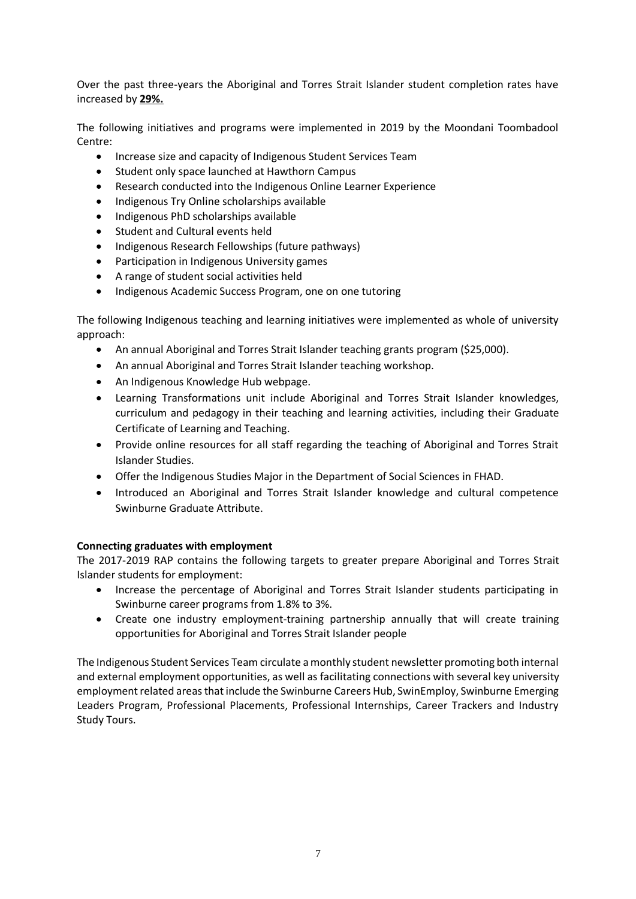Over the past three-years the Aboriginal and Torres Strait Islander student completion rates have increased by **29%.**

The following initiatives and programs were implemented in 2019 by the Moondani Toombadool Centre:

- Increase size and capacity of Indigenous Student Services Team
- Student only space launched at Hawthorn Campus
- Research conducted into the Indigenous Online Learner Experience
- Indigenous Try Online scholarships available
- Indigenous PhD scholarships available
- Student and Cultural events held
- Indigenous Research Fellowships (future pathways)
- Participation in Indigenous University games
- A range of student social activities held
- Indigenous Academic Success Program, one on one tutoring

The following Indigenous teaching and learning initiatives were implemented as whole of university approach:

- An annual Aboriginal and Torres Strait Islander teaching grants program ($25,000).
- An annual Aboriginal and Torres Strait Islander teaching workshop.
- An Indigenous Knowledge Hub webpage.
- Learning Transformations unit include Aboriginal and Torres Strait Islander knowledges, curriculum and pedagogy in their teaching and learning activities, including their Graduate Certificate of Learning and Teaching.
- Provide online resources for all staff regarding the teaching of Aboriginal and Torres Strait Islander Studies.
- Offer the Indigenous Studies Major in the Department of Social Sciences in FHAD.
- Introduced an Aboriginal and Torres Strait Islander knowledge and cultural competence Swinburne Graduate Attribute.

**Connecting graduates with employment**

The 2017-2019 RAP contains the following targets to greater prepare Aboriginal and Torres Strait Islander students for employment:

- Increase the percentage of Aboriginal and Torres Strait Islander students participating in Swinburne career programs from 1.8% to 3%.
- Create one industry employment-training partnership annually that will create training opportunities for Aboriginal and Torres Strait Islander people

The Indigenous Student Services Team circulate a monthly student newsletter promoting both internal and external employment opportunities, as well as facilitating connections with several key university employment related areas that include the Swinburne Careers Hub, SwinEmploy, Swinburne Emerging Leaders Program, Professional Placements, Professional Internships, Career Trackers and Industry Study Tours.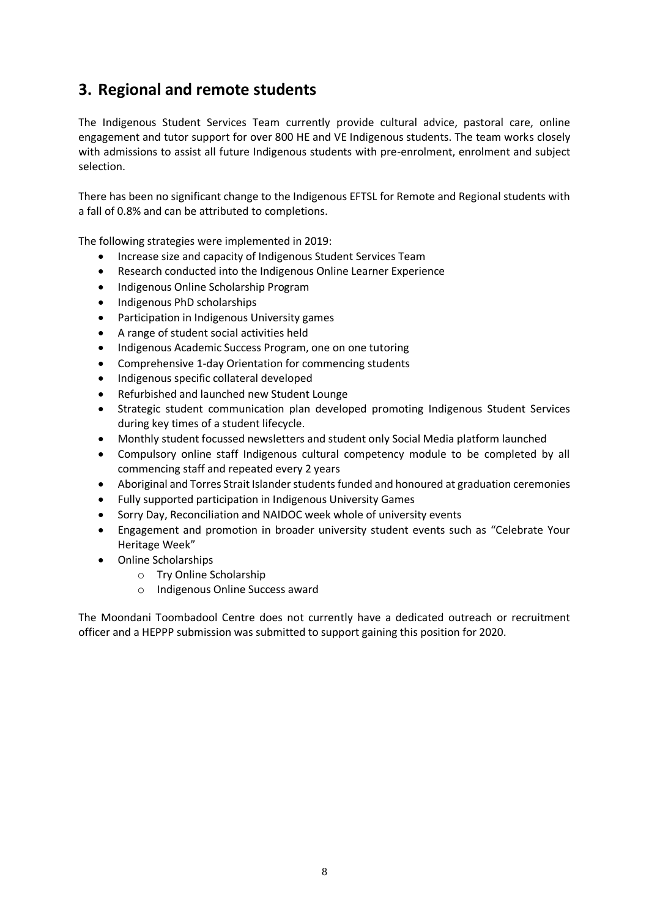## 3. Regional and remote students

The Indigenous Student Services Team currently provide cultural advice, pastoral care, online engagement and tutor support for over 800 HE and VE Indigenous students. The team works closely with admissions to assist all future Indigenous students with pre-enrolment, enrolment and subject selection.

There has been no significant change to the Indigenous EFTSL for Remote and Regional students with a fall of 0.8% and can be attributed to completions.

The following strategies were implemented in 2019:

- Increase size and capacity of Indigenous Student Services Team
- Research conducted into the Indigenous Online Learner Experience
- Indigenous Online Scholarship Program
- Indigenous PhD scholarships
- Participation in Indigenous University games
- A range of student social activities held
- Indigenous Academic Success Program, one on one tutoring
- Comprehensive 1-day Orientation for commencing students
- Indigenous specific collateral developed
- Refurbished and launched new Student Lounge
- Strategic student communication plan developed promoting Indigenous Student Services during key times of a student lifecycle.
- Monthly student focussed newsletters and student only Social Media platform launched
- Compulsory online staff Indigenous cultural competency module to be completed by all commencing staff and repeated every 2 years
- Aboriginal and Torres Strait Islander students funded and honoured at graduation ceremonies
- Fully supported participation in Indigenous University Games
- Sorry Day, Reconciliation and NAIDOC week whole of university events
- Engagement and promotion in broader university student events such as "Celebrate Your Heritage Week"
- Online Scholarships
  - Try Online Scholarship
  - Indigenous Online Success award

The Moondani Toombadool Centre does not currently have a dedicated outreach or recruitment officer and a HEPPP submission was submitted to support gaining this position for 2020.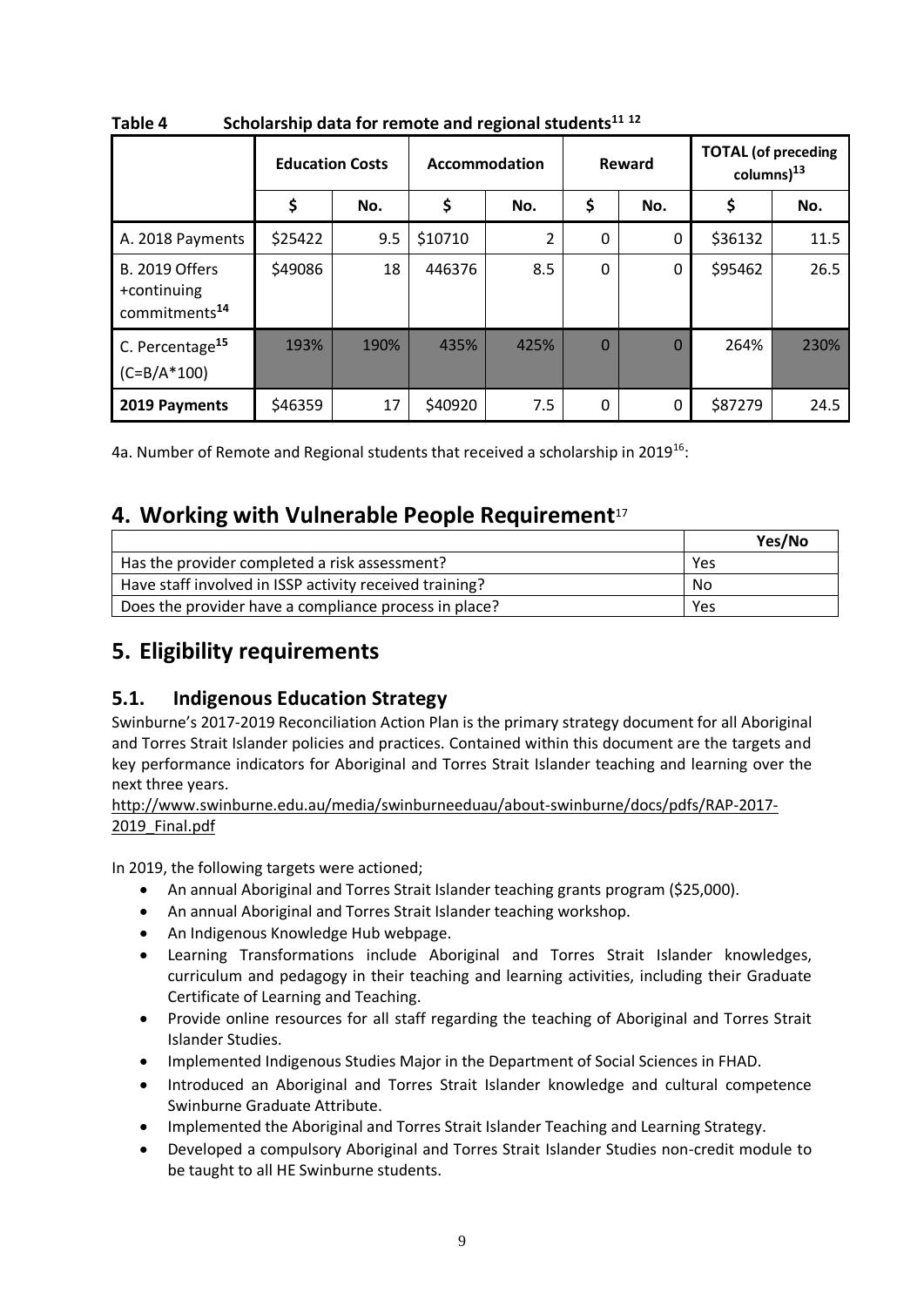**Table 4 Scholarship data for remote and regional students[11 12]**

| | Education Costs | | Accommodation | | Reward | | TOTAL (of preceding columns)[13] | |
|---|---|---|---|---|---|---|---|---|
| | $ | No. | $ | No. | $ | No. | $ | No. |
| A. 2018 Payments | $25422 | 9.5 | $10710 | 2 | 0 | 0 | $36132 | 11.5 |
| B. 2019 Offers +continuing commitments[14] | $49086 | 18 | 446376 | 8.5 | 0 | 0 | $95462 | 26.5 |
| C. Percentage[15] (C=B/A*100) | 193% | 190% | 435% | 425% | 0 | 0 | 264% | 230% |
| **2019 Payments** | $46359 | 17 | $40920 | 7.5 | 0 | 0 | $87279 | 24.5 |

4a. Number of Remote and Regional students that received a scholarship in 2019[16]:

# 4. Working with Vulnerable People Requirement[17]

| | Yes/No |
|---|---|
| Has the provider completed a risk assessment? | Yes |
| Have staff involved in ISSP activity received training? | No |
| Does the provider have a compliance process in place? | Yes |

# 5. Eligibility requirements

## 5.1. Indigenous Education Strategy

Swinburne's 2017-2019 Reconciliation Action Plan is the primary strategy document for all Aboriginal and Torres Strait Islander policies and practices. Contained within this document are the targets and key performance indicators for Aboriginal and Torres Strait Islander teaching and learning over the next three years.

http://www.swinburne.edu.au/media/swinburneeduau/about-swinburne/docs/pdfs/RAP-2017-2019_Final.pdf

In 2019, the following targets were actioned;

- An annual Aboriginal and Torres Strait Islander teaching grants program ($25,000).
- An annual Aboriginal and Torres Strait Islander teaching workshop.
- An Indigenous Knowledge Hub webpage.
- Learning Transformations include Aboriginal and Torres Strait Islander knowledges, curriculum and pedagogy in their teaching and learning activities, including their Graduate Certificate of Learning and Teaching.
- Provide online resources for all staff regarding the teaching of Aboriginal and Torres Strait Islander Studies.
- Implemented Indigenous Studies Major in the Department of Social Sciences in FHAD.
- Introduced an Aboriginal and Torres Strait Islander knowledge and cultural competence Swinburne Graduate Attribute.
- Implemented the Aboriginal and Torres Strait Islander Teaching and Learning Strategy.
- Developed a compulsory Aboriginal and Torres Strait Islander Studies non-credit module to be taught to all HE Swinburne students.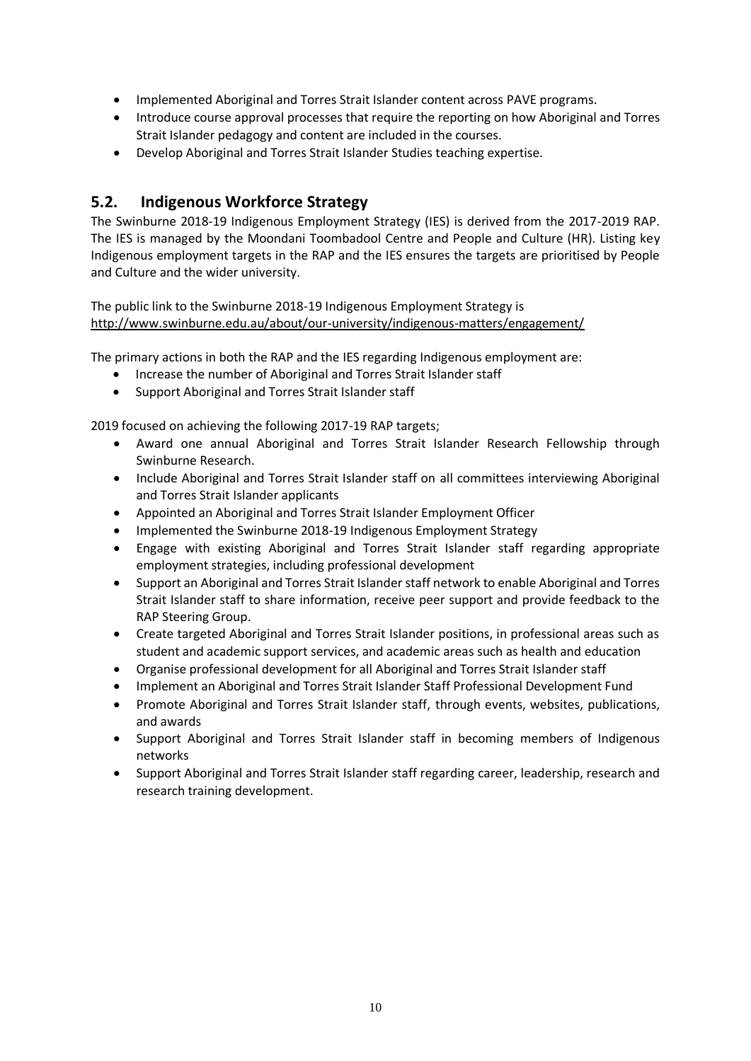- Implemented Aboriginal and Torres Strait Islander content across PAVE programs.
- Introduce course approval processes that require the reporting on how Aboriginal and Torres Strait Islander pedagogy and content are included in the courses.
- Develop Aboriginal and Torres Strait Islander Studies teaching expertise.

## 5.2. Indigenous Workforce Strategy

The Swinburne 2018-19 Indigenous Employment Strategy (IES) is derived from the 2017-2019 RAP. The IES is managed by the Moondani Toombadool Centre and People and Culture (HR). Listing key Indigenous employment targets in the RAP and the IES ensures the targets are prioritised by People and Culture and the wider university.

The public link to the Swinburne 2018-19 Indigenous Employment Strategy is
http://www.swinburne.edu.au/about/our-university/indigenous-matters/engagement/

The primary actions in both the RAP and the IES regarding Indigenous employment are:

- Increase the number of Aboriginal and Torres Strait Islander staff
- Support Aboriginal and Torres Strait Islander staff

2019 focused on achieving the following 2017-19 RAP targets;

- Award one annual Aboriginal and Torres Strait Islander Research Fellowship through Swinburne Research.
- Include Aboriginal and Torres Strait Islander staff on all committees interviewing Aboriginal and Torres Strait Islander applicants
- Appointed an Aboriginal and Torres Strait Islander Employment Officer
- Implemented the Swinburne 2018-19 Indigenous Employment Strategy
- Engage with existing Aboriginal and Torres Strait Islander staff regarding appropriate employment strategies, including professional development
- Support an Aboriginal and Torres Strait Islander staff network to enable Aboriginal and Torres Strait Islander staff to share information, receive peer support and provide feedback to the RAP Steering Group.
- Create targeted Aboriginal and Torres Strait Islander positions, in professional areas such as student and academic support services, and academic areas such as health and education
- Organise professional development for all Aboriginal and Torres Strait Islander staff
- Implement an Aboriginal and Torres Strait Islander Staff Professional Development Fund
- Promote Aboriginal and Torres Strait Islander staff, through events, websites, publications, and awards
- Support Aboriginal and Torres Strait Islander staff in becoming members of Indigenous networks
- Support Aboriginal and Torres Strait Islander staff regarding career, leadership, research and research training development.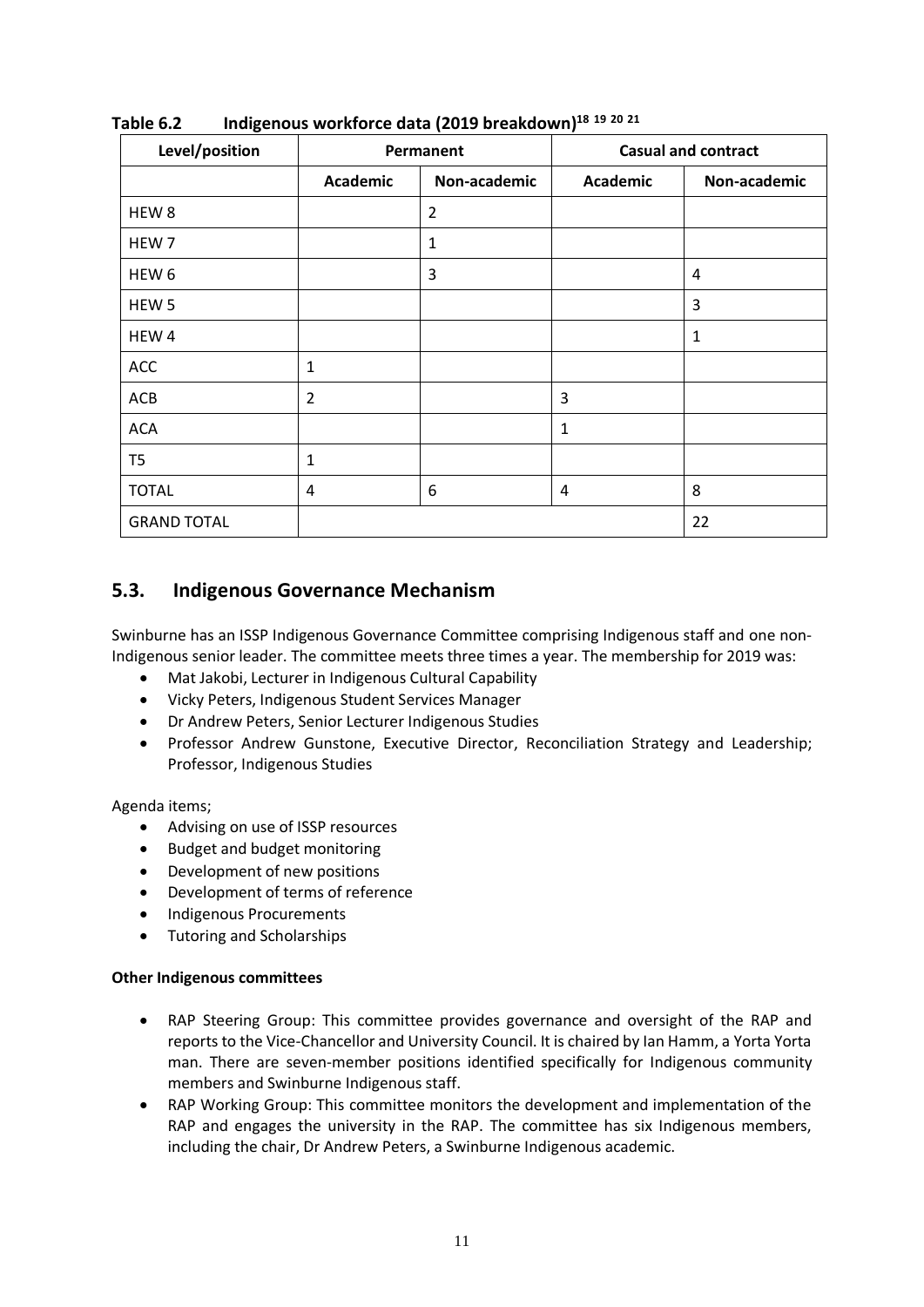**Table 6.2 Indigenous workforce data (2019 breakdown)[18 19 20 21]**

| Level/position | Permanent | | Casual and contract | |
|---|---|---|---|---|
| | Academic | Non-academic | Academic | Non-academic |
| HEW 8 | | 2 | | |
| HEW 7 | | 1 | | |
| HEW 6 | | 3 | | 4 |
| HEW 5 | | | | 3 |
| HEW 4 | | | | 1 |
| ACC | 1 | | | |
| ACB | 2 | | 3 | |
| ACA | | | 1 | |
| T5 | 1 | | | |
| TOTAL | 4 | 6 | 4 | 8 |
| GRAND TOTAL | | | | 22 |

## 5.3. Indigenous Governance Mechanism

Swinburne has an ISSP Indigenous Governance Committee comprising Indigenous staff and one non-Indigenous senior leader. The committee meets three times a year. The membership for 2019 was:

- Mat Jakobi, Lecturer in Indigenous Cultural Capability
- Vicky Peters, Indigenous Student Services Manager
- Dr Andrew Peters, Senior Lecturer Indigenous Studies
- Professor Andrew Gunstone, Executive Director, Reconciliation Strategy and Leadership; Professor, Indigenous Studies

Agenda items;

- Advising on use of ISSP resources
- Budget and budget monitoring
- Development of new positions
- Development of terms of reference
- Indigenous Procurements
- Tutoring and Scholarships

**Other Indigenous committees**

- RAP Steering Group: This committee provides governance and oversight of the RAP and reports to the Vice-Chancellor and University Council. It is chaired by Ian Hamm, a Yorta Yorta man. There are seven-member positions identified specifically for Indigenous community members and Swinburne Indigenous staff.
- RAP Working Group: This committee monitors the development and implementation of the RAP and engages the university in the RAP. The committee has six Indigenous members, including the chair, Dr Andrew Peters, a Swinburne Indigenous academic.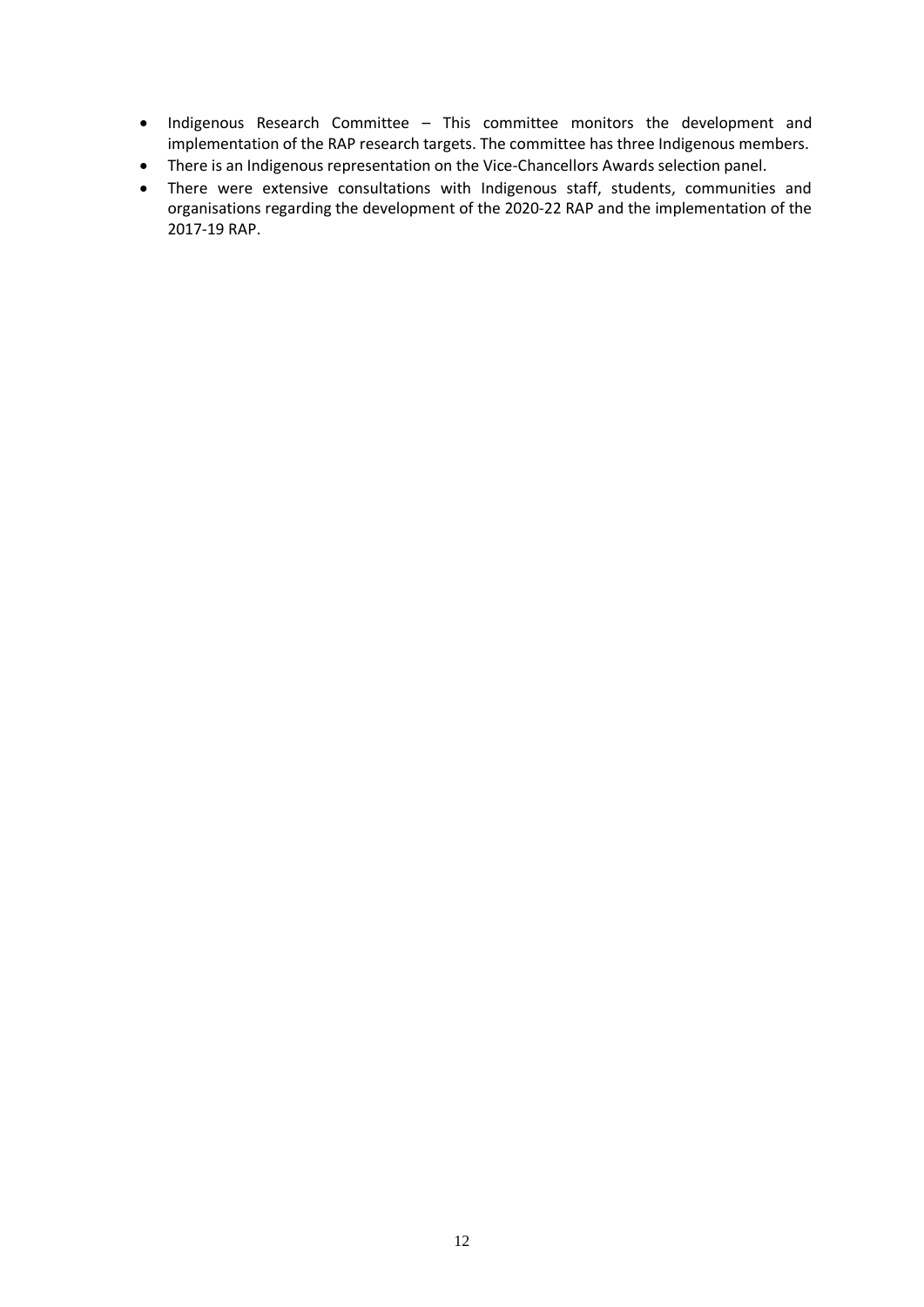- Indigenous Research Committee – This committee monitors the development and implementation of the RAP research targets. The committee has three Indigenous members.
- There is an Indigenous representation on the Vice-Chancellors Awards selection panel.
- There were extensive consultations with Indigenous staff, students, communities and organisations regarding the development of the 2020-22 RAP and the implementation of the 2017-19 RAP.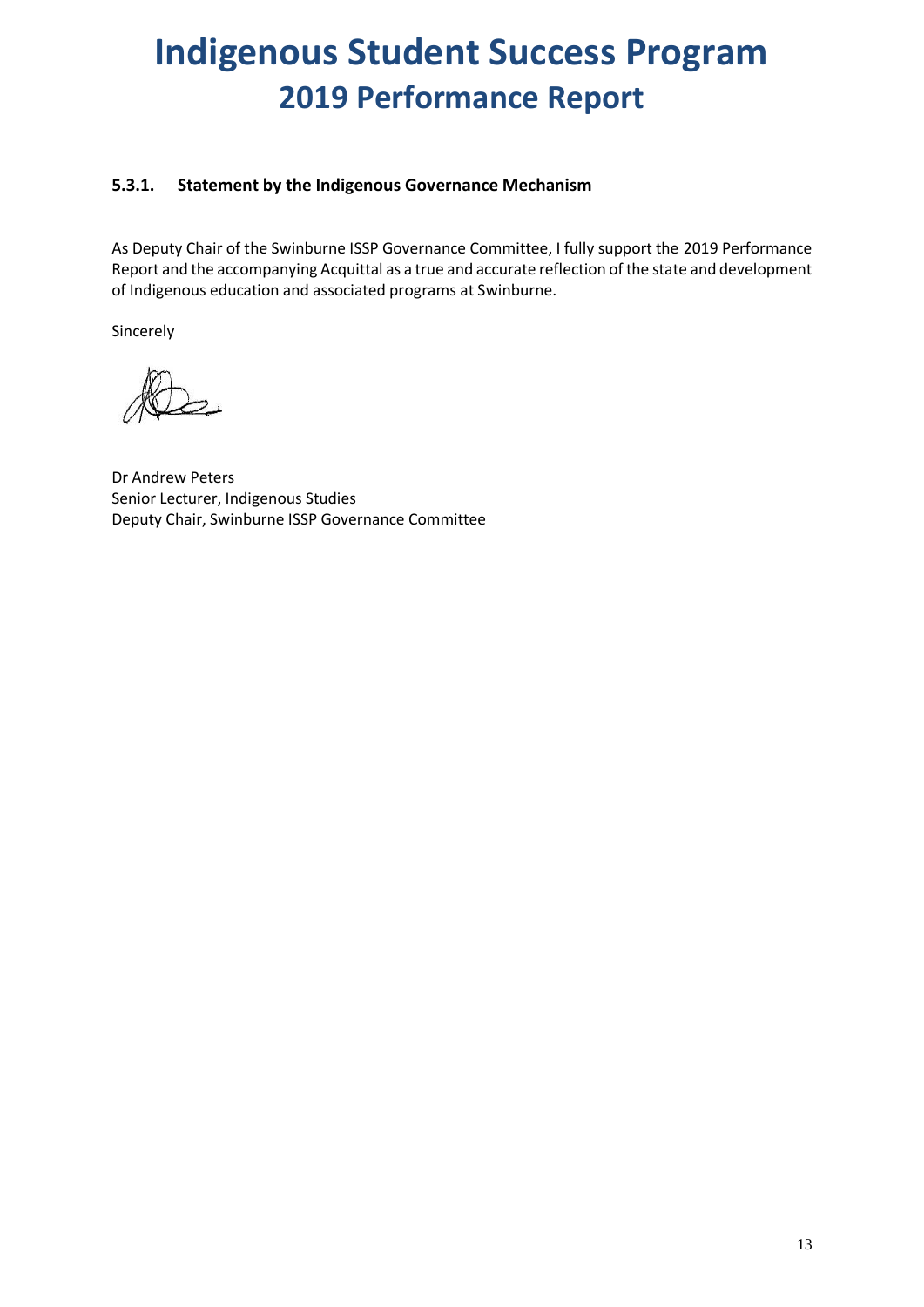# Indigenous Student Success Program
## 2019 Performance Report

### 5.3.1. Statement by the Indigenous Governance Mechanism

As Deputy Chair of the Swinburne ISSP Governance Committee, I fully support the 2019 Performance Report and the accompanying Acquittal as a true and accurate reflection of the state and development of Indigenous education and associated programs at Swinburne.

Sincerely

Dr Andrew Peters
Senior Lecturer, Indigenous Studies
Deputy Chair, Swinburne ISSP Governance Committee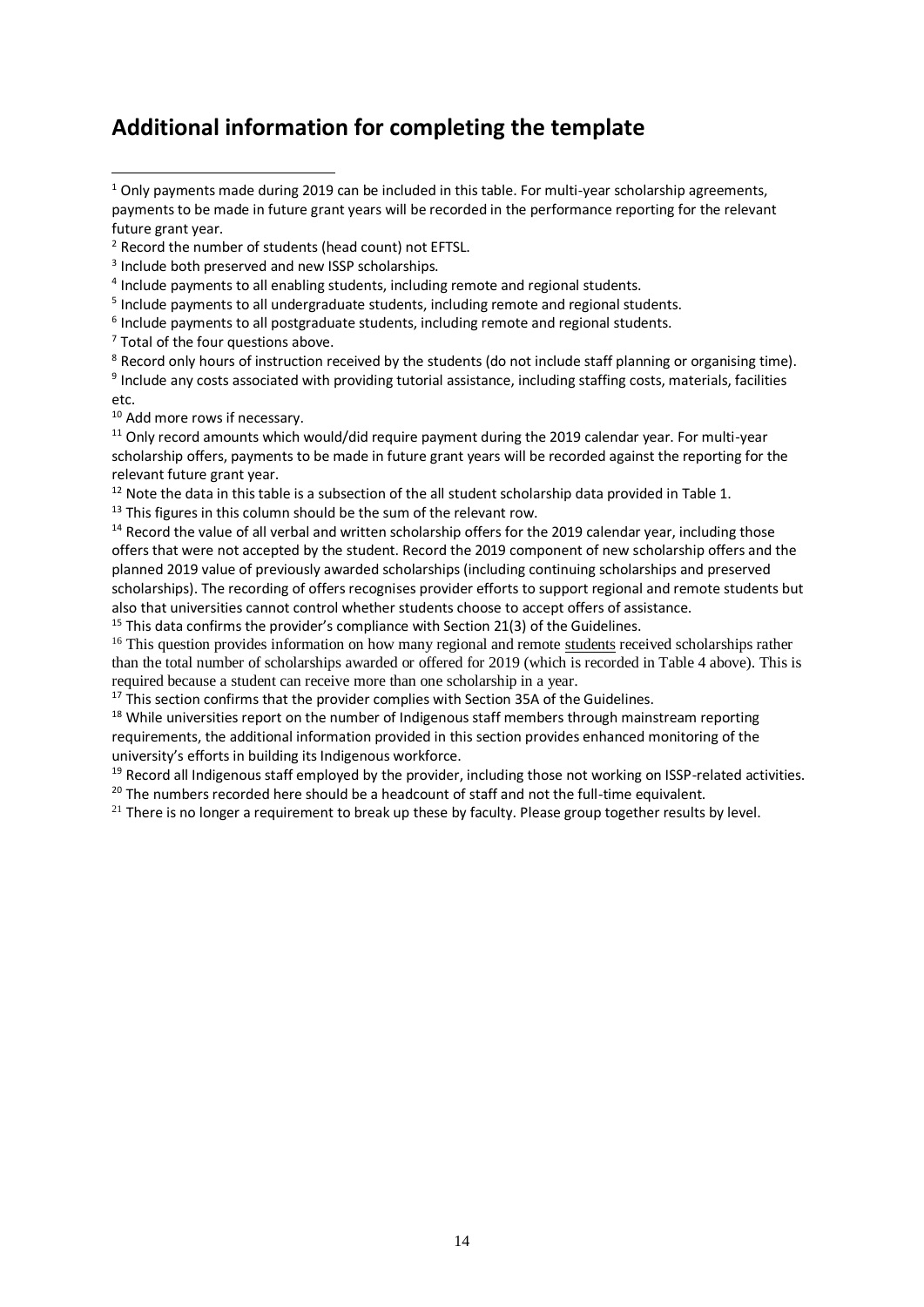## Additional information for completing the template

[1] Only payments made during 2019 can be included in this table. For multi-year scholarship agreements, payments to be made in future grant years will be recorded in the performance reporting for the relevant future grant year.

[2] Record the number of students (head count) not EFTSL.

[3] Include both preserved and new ISSP scholarships.

[4] Include payments to all enabling students, including remote and regional students.

[5] Include payments to all undergraduate students, including remote and regional students.

[6] Include payments to all postgraduate students, including remote and regional students.

[7] Total of the four questions above.

[8] Record only hours of instruction received by the students (do not include staff planning or organising time).

[9] Include any costs associated with providing tutorial assistance, including staffing costs, materials, facilities etc.

[10] Add more rows if necessary.

[11] Only record amounts which would/did require payment during the 2019 calendar year. For multi-year scholarship offers, payments to be made in future grant years will be recorded against the reporting for the relevant future grant year.

[12] Note the data in this table is a subsection of the all student scholarship data provided in Table 1.

[13] This figures in this column should be the sum of the relevant row.

[14] Record the value of all verbal and written scholarship offers for the 2019 calendar year, including those offers that were not accepted by the student. Record the 2019 component of new scholarship offers and the planned 2019 value of previously awarded scholarships (including continuing scholarships and preserved scholarships). The recording of offers recognises provider efforts to support regional and remote students but also that universities cannot control whether students choose to accept offers of assistance.

[15] This data confirms the provider's compliance with Section 21(3) of the Guidelines.

[16] This question provides information on how many regional and remote students received scholarships rather than the total number of scholarships awarded or offered for 2019 (which is recorded in Table 4 above). This is required because a student can receive more than one scholarship in a year.

[17] This section confirms that the provider complies with Section 35A of the Guidelines.

[18] While universities report on the number of Indigenous staff members through mainstream reporting requirements, the additional information provided in this section provides enhanced monitoring of the university's efforts in building its Indigenous workforce.

[19] Record all Indigenous staff employed by the provider, including those not working on ISSP-related activities.

[20] The numbers recorded here should be a headcount of staff and not the full-time equivalent.

[21] There is no longer a requirement to break up these by faculty. Please group together results by level.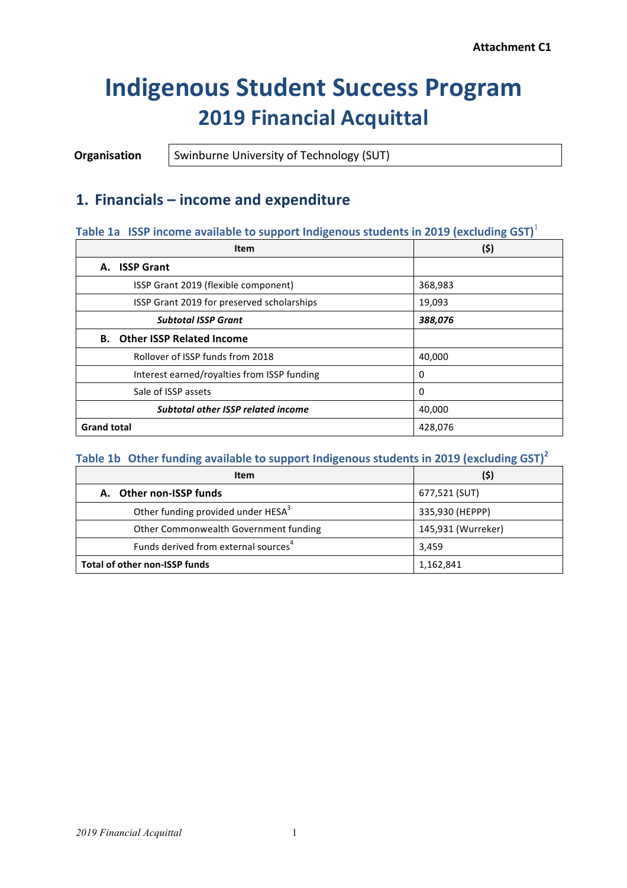Attachment C1

# Indigenous Student Success Program
## 2019 Financial Acquittal

| | |
|---|---|
| **Organisation** | Swinburne University of Technology (SUT) |

## 1. Financials – income and expenditure

### Table 1a ISSP income available to support Indigenous students in 2019 (excluding GST)[1]

| Item | ($) |
|---|---|
| **A. ISSP Grant** | |
| ISSP Grant 2019 (flexible component) | 368,983 |
| ISSP Grant 2019 for preserved scholarships | 19,093 |
| ***Subtotal ISSP Grant*** | ***388,076*** |
| **B. Other ISSP Related Income** | |
| Rollover of ISSP funds from 2018 | 40,000 |
| Interest earned/royalties from ISSP funding | 0 |
| Sale of ISSP assets | 0 |
| ***Subtotal other ISSP related income*** | 40,000 |
| **Grand total** | 428,076 |

### Table 1b Other funding available to support Indigenous students in 2019 (excluding GST)[2]

| Item | ($) |
|---|---|
| **A. Other non-ISSP funds** | 677,521 (SUT) |
| Other funding provided under HESA[3] | 335,930 (HEPPP) |
| Other Commonwealth Government funding | 145,931 (Wurreker) |
| Funds derived from external sources[4] | 3,459 |
| **Total of other non-ISSP funds** | 1,162,841 |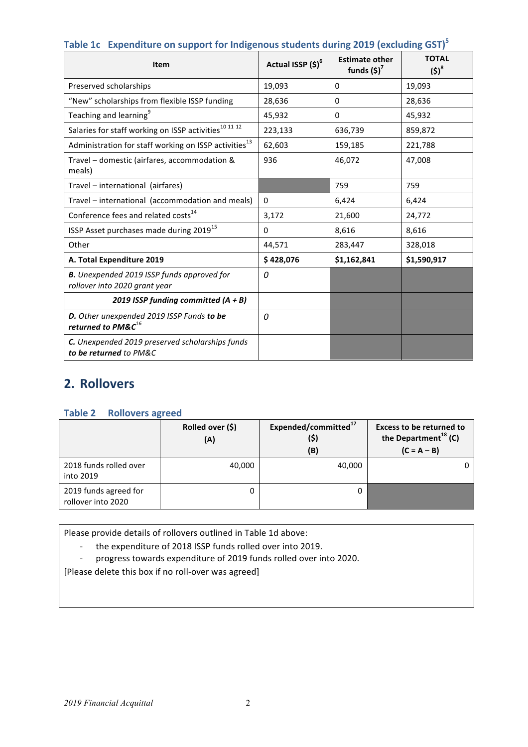### Table 1c Expenditure on support for Indigenous students during 2019 (excluding GST)[5]

| Item | Actual ISSP ($)[6] | Estimate other funds ($)[7] | TOTAL ($)[8] |
|---|---|---|---|
| Preserved scholarships | 19,093 | 0 | 19,093 |
| "New" scholarships from flexible ISSP funding | 28,636 | 0 | 28,636 |
| Teaching and learning[9] | 45,932 | 0 | 45,932 |
| Salaries for staff working on ISSP activities[10 11 12] | 223,133 | 636,739 | 859,872 |
| Administration for staff working on ISSP activities[13] | 62,603 | 159,185 | 221,788 |
| Travel – domestic (airfares, accommodation & meals) | 936 | 46,072 | 47,008 |
| Travel – international (airfares) | | 759 | 759 |
| Travel – international (accommodation and meals) | 0 | 6,424 | 6,424 |
| Conference fees and related costs[14] | 3,172 | 21,600 | 24,772 |
| ISSP Asset purchases made during 2019[15] | 0 | 8,616 | 8,616 |
| Other | 44,571 | 283,447 | 328,018 |
| **A. Total Expenditure 2019** | **$ 428,076** | **$1,162,841** | **$1,590,917** |
| ***B.*** *Unexpended 2019 ISSP funds approved for rollover into 2020 grant year* | *0* | | |
| ***2019 ISSP funding committed (A + B)*** | | | |
| ***D.*** *Other unexpended 2019 ISSP Funds* ***to be returned to PM&C***[16] | *0* | | |
| ***C.*** *Unexpended 2019 preserved scholarships funds* ***to be returned*** *to PM&C* | | | |

## 2. Rollovers

### Table 2 Rollovers agreed

| | Rolled over ($) (A) | Expended/committed[17] ($) (B) | Excess to be returned to the Department[18] (C) (C = A – B) |
|---|---|---|---|
| 2018 funds rolled over into 2019 | 40,000 | 40,000 | 0 |
| 2019 funds agreed for rollover into 2020 | 0 | 0 | |

Please provide details of rollovers outlined in Table 1d above:

- the expenditure of 2018 ISSP funds rolled over into 2019.
- progress towards expenditure of 2019 funds rolled over into 2020.

[Please delete this box if no roll-over was agreed]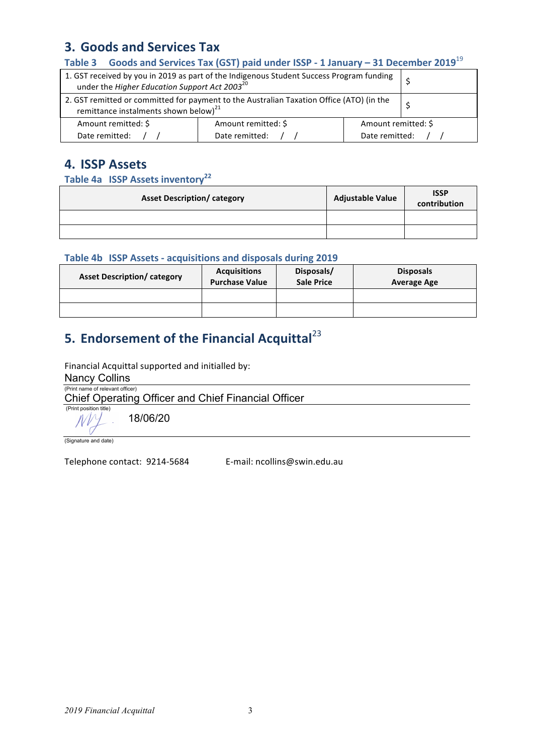## 3. Goods and Services Tax

### Table 3 Goods and Services Tax (GST) paid under ISSP - 1 January – 31 December 2019[19]

| | | |
|---|---|---|
| 1. GST received by you in 2019 as part of the Indigenous Student Success Program funding under the *Higher Education Support Act 2003*[20] | | $ |
| 2. GST remitted or committed for payment to the Australian Taxation Office (ATO) (in the remittance instalments shown below)[21] | | $ |
| Amount remitted: $<br>Date remitted: / / | Amount remitted: $<br>Date remitted: / / | Amount remitted: $<br>Date remitted: / / |

## 4. ISSP Assets

### Table 4a ISSP Assets inventory[22]

| Asset Description/ category | Adjustable Value | ISSP contribution |
|---|---|---|
| | | |
| | | |

### Table 4b ISSP Assets - acquisitions and disposals during 2019

| Asset Description/ category | Acquisitions Purchase Value | Disposals/ Sale Price | Disposals Average Age |
|---|---|---|---|
| | | | |
| | | | |

## 5. Endorsement of the Financial Acquittal[23]

Financial Acquittal supported and initialled by:

Nancy Collins

(Print name of relevant officer)

Chief Operating Officer and Chief Financial Officer

(Print position title)

18/06/20

(Signature and date)

Telephone contact: 9214-5684     E-mail: ncollins@swin.edu.au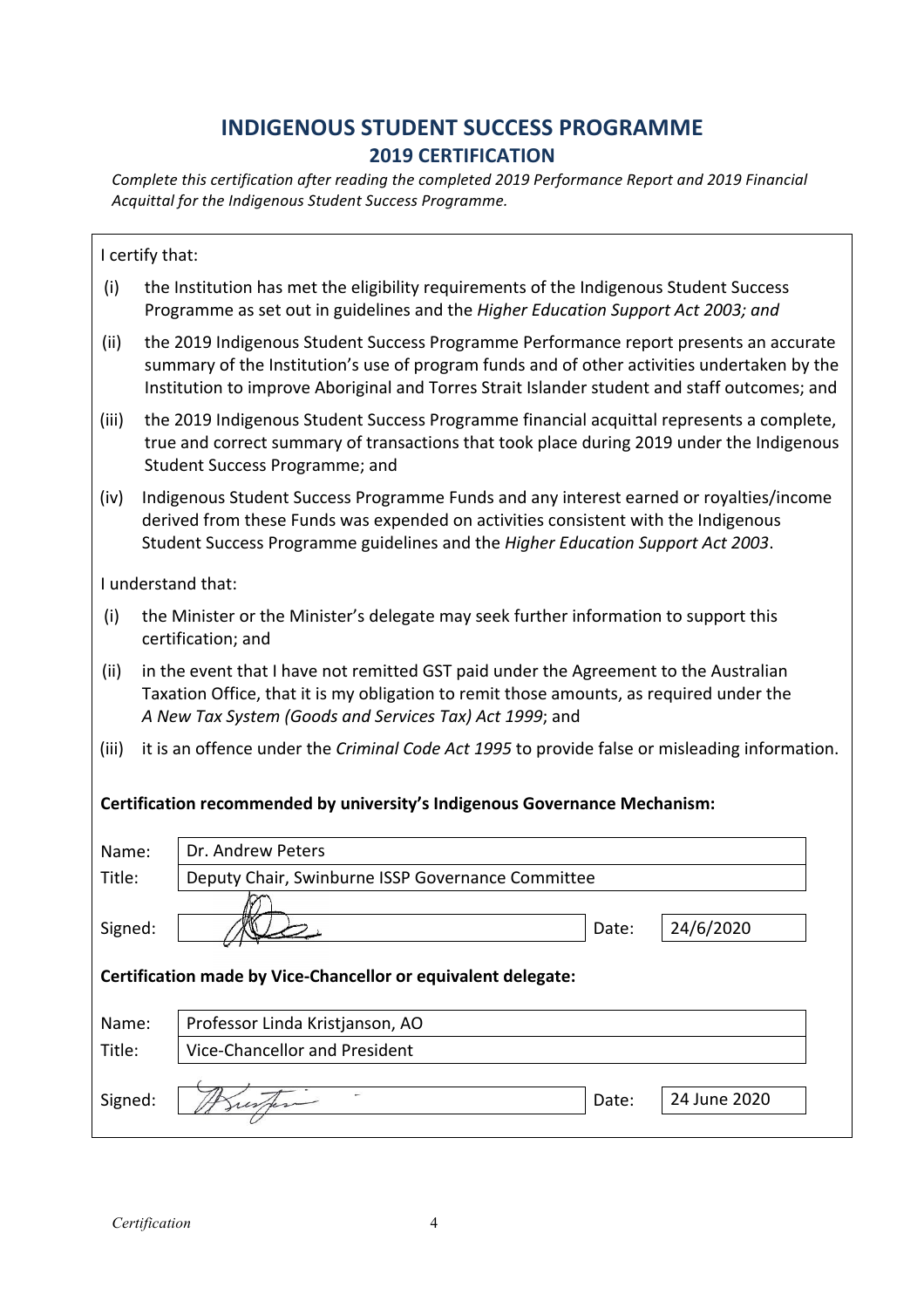# INDIGENOUS STUDENT SUCCESS PROGRAMME

## 2019 CERTIFICATION

*Complete this certification after reading the completed 2019 Performance Report and 2019 Financial Acquittal for the Indigenous Student Success Programme.*

I certify that:

(i) the Institution has met the eligibility requirements of the Indigenous Student Success Programme as set out in guidelines and the *Higher Education Support Act 2003; and*

(ii) the 2019 Indigenous Student Success Programme Performance report presents an accurate summary of the Institution's use of program funds and of other activities undertaken by the Institution to improve Aboriginal and Torres Strait Islander student and staff outcomes; and

(iii) the 2019 Indigenous Student Success Programme financial acquittal represents a complete, true and correct summary of transactions that took place during 2019 under the Indigenous Student Success Programme; and

(iv) Indigenous Student Success Programme Funds and any interest earned or royalties/income derived from these Funds was expended on activities consistent with the Indigenous Student Success Programme guidelines and the *Higher Education Support Act 2003*.

I understand that:

(i) the Minister or the Minister's delegate may seek further information to support this certification; and

(ii) in the event that I have not remitted GST paid under the Agreement to the Australian Taxation Office, that it is my obligation to remit those amounts, as required under the *A New Tax System (Goods and Services Tax) Act 1999*; and

(iii) it is an offence under the *Criminal Code Act 1995* to provide false or misleading information.

**Certification recommended by university's Indigenous Governance Mechanism:**

| | | | |
|---|---|---|---|
| Name: | Dr. Andrew Peters | | |
| Title: | Deputy Chair, Swinburne ISSP Governance Committee | | |
| Signed: | [signature] | Date: | 24/6/2020 |

**Certification made by Vice-Chancellor or equivalent delegate:**

| | | | |
|---|---|---|---|
| Name: | Professor Linda Kristjanson, AO | | |
| Title: | Vice-Chancellor and President | | |
| Signed: | [signature] | Date: | 24 June 2020 |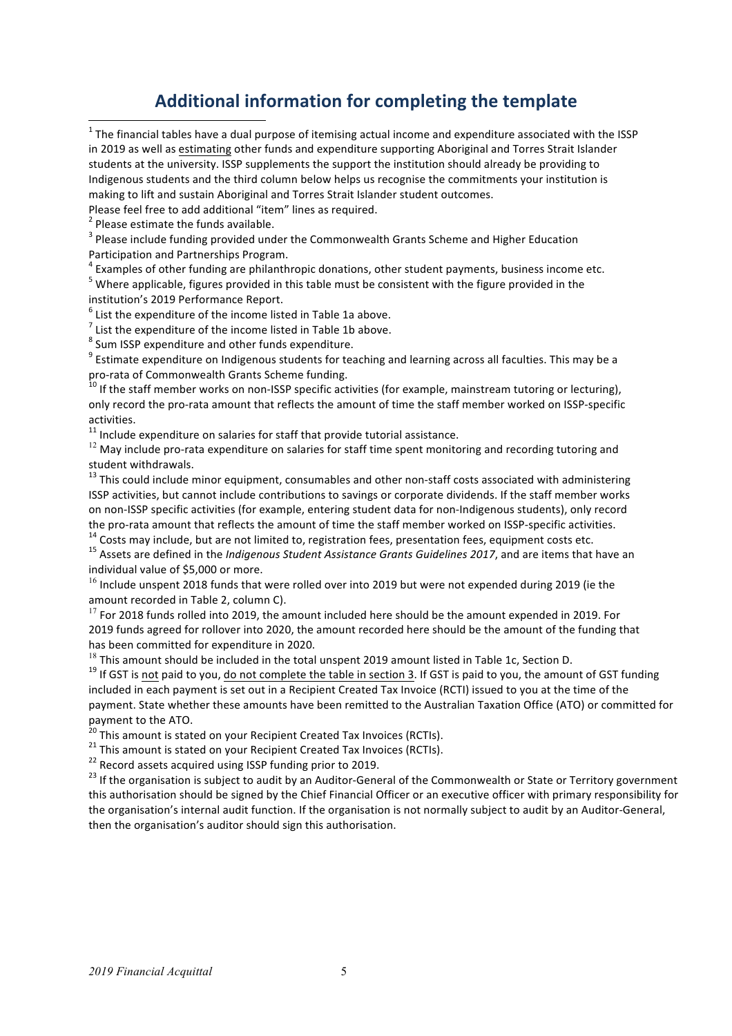## Additional information for completing the template

[1] The financial tables have a dual purpose of itemising actual income and expenditure associated with the ISSP in 2019 as well as <u>estimating</u> other funds and expenditure supporting Aboriginal and Torres Strait Islander students at the university. ISSP supplements the support the institution should already be providing to Indigenous students and the third column below helps us recognise the commitments your institution is making to lift and sustain Aboriginal and Torres Strait Islander student outcomes.
Please feel free to add additional "item" lines as required.

[2] Please estimate the funds available.

[3] Please include funding provided under the Commonwealth Grants Scheme and Higher Education Participation and Partnerships Program.

[4] Examples of other funding are philanthropic donations, other student payments, business income etc.

[5] Where applicable, figures provided in this table must be consistent with the figure provided in the institution's 2019 Performance Report.

[6] List the expenditure of the income listed in Table 1a above.

[7] List the expenditure of the income listed in Table 1b above.

[8] Sum ISSP expenditure and other funds expenditure.

[9] Estimate expenditure on Indigenous students for teaching and learning across all faculties. This may be a pro-rata of Commonwealth Grants Scheme funding.

[10] If the staff member works on non-ISSP specific activities (for example, mainstream tutoring or lecturing), only record the pro-rata amount that reflects the amount of time the staff member worked on ISSP-specific activities.

[11] Include expenditure on salaries for staff that provide tutorial assistance.

[12] May include pro-rata expenditure on salaries for staff time spent monitoring and recording tutoring and student withdrawals.

[13] This could include minor equipment, consumables and other non-staff costs associated with administering ISSP activities, but cannot include contributions to savings or corporate dividends. If the staff member works on non-ISSP specific activities (for example, entering student data for non-Indigenous students), only record the pro-rata amount that reflects the amount of time the staff member worked on ISSP-specific activities.

[14] Costs may include, but are not limited to, registration fees, presentation fees, equipment costs etc.

[15] Assets are defined in the *Indigenous Student Assistance Grants Guidelines 2017*, and are items that have an individual value of $5,000 or more.

[16] Include unspent 2018 funds that were rolled over into 2019 but were not expended during 2019 (ie the amount recorded in Table 2, column C).

[17] For 2018 funds rolled into 2019, the amount included here should be the amount expended in 2019. For 2019 funds agreed for rollover into 2020, the amount recorded here should be the amount of the funding that has been committed for expenditure in 2020.

[18] This amount should be included in the total unspent 2019 amount listed in Table 1c, Section D.

[19] If GST is <u>not</u> paid to you, <u>do not complete the table in section 3</u>. If GST is paid to you, the amount of GST funding included in each payment is set out in a Recipient Created Tax Invoice (RCTI) issued to you at the time of the payment. State whether these amounts have been remitted to the Australian Taxation Office (ATO) or committed for payment to the ATO.

[20] This amount is stated on your Recipient Created Tax Invoices (RCTIs).

[21] This amount is stated on your Recipient Created Tax Invoices (RCTIs).

[22] Record assets acquired using ISSP funding prior to 2019.

[23] If the organisation is subject to audit by an Auditor-General of the Commonwealth or State or Territory government this authorisation should be signed by the Chief Financial Officer or an executive officer with primary responsibility for the organisation's internal audit function. If the organisation is not normally subject to audit by an Auditor-General, then the organisation's auditor should sign this authorisation.